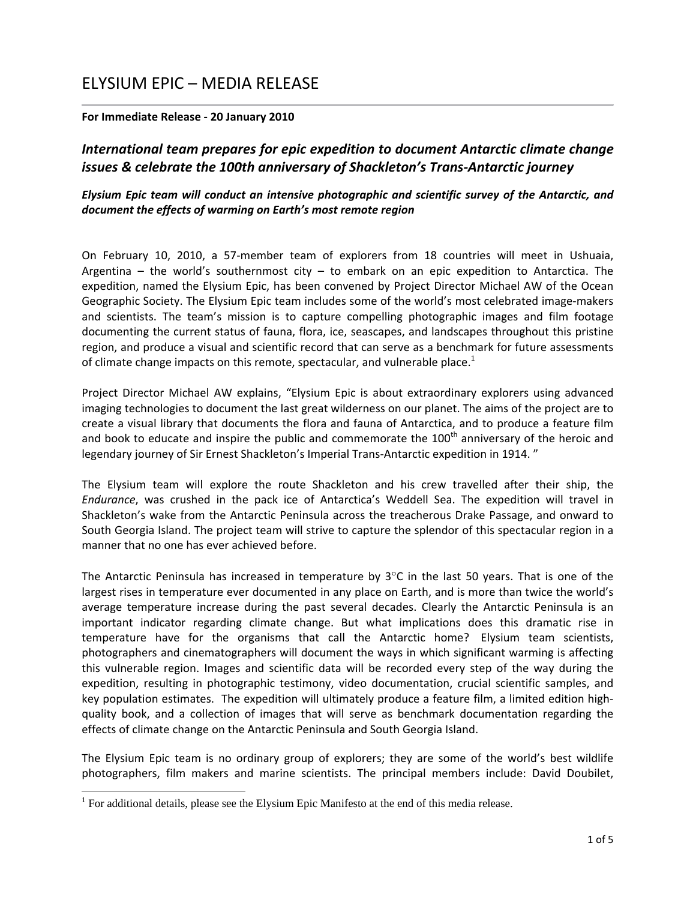# ELYSIUM EPIC – MEDIA RELEASE

**For Immediate Release - 20 January 2010**

## *International team prepares for epic expedition to document Antarctic climate change issues & celebrate the 100th anniversary of Shackleton's Trans-Antarctic journey*

***Elysium Epic team will conduct an intensive photographic and scientific survey of the Antarctic, and document the effects of warming on Earth's most remote region***

On February 10, 2010, a 57-member team of explorers from 18 countries will meet in Ushuaia, Argentina – the world's southernmost city – to embark on an epic expedition to Antarctica. The expedition, named the Elysium Epic, has been convened by Project Director Michael AW of the Ocean Geographic Society. The Elysium Epic team includes some of the world's most celebrated image-makers and scientists. The team's mission is to capture compelling photographic images and film footage documenting the current status of fauna, flora, ice, seascapes, and landscapes throughout this pristine region, and produce a visual and scientific record that can serve as a benchmark for future assessments of climate change impacts on this remote, spectacular, and vulnerable place.[1]

Project Director Michael AW explains, "Elysium Epic is about extraordinary explorers using advanced imaging technologies to document the last great wilderness on our planet. The aims of the project are to create a visual library that documents the flora and fauna of Antarctica, and to produce a feature film and book to educate and inspire the public and commemorate the 100th anniversary of the heroic and legendary journey of Sir Ernest Shackleton's Imperial Trans-Antarctic expedition in 1914. "

The Elysium team will explore the route Shackleton and his crew travelled after their ship, the *Endurance*, was crushed in the pack ice of Antarctica's Weddell Sea. The expedition will travel in Shackleton's wake from the Antarctic Peninsula across the treacherous Drake Passage, and onward to South Georgia Island. The project team will strive to capture the splendor of this spectacular region in a manner that no one has ever achieved before.

The Antarctic Peninsula has increased in temperature by 3°C in the last 50 years. That is one of the largest rises in temperature ever documented in any place on Earth, and is more than twice the world's average temperature increase during the past several decades. Clearly the Antarctic Peninsula is an important indicator regarding climate change. But what implications does this dramatic rise in temperature have for the organisms that call the Antarctic home? Elysium team scientists, photographers and cinematographers will document the ways in which significant warming is affecting this vulnerable region. Images and scientific data will be recorded every step of the way during the expedition, resulting in photographic testimony, video documentation, crucial scientific samples, and key population estimates. The expedition will ultimately produce a feature film, a limited edition high-quality book, and a collection of images that will serve as benchmark documentation regarding the effects of climate change on the Antarctic Peninsula and South Georgia Island.

The Elysium Epic team is no ordinary group of explorers; they are some of the world's best wildlife photographers, film makers and marine scientists. The principal members include: David Doubilet,

[1] For additional details, please see the Elysium Epic Manifesto at the end of this media release.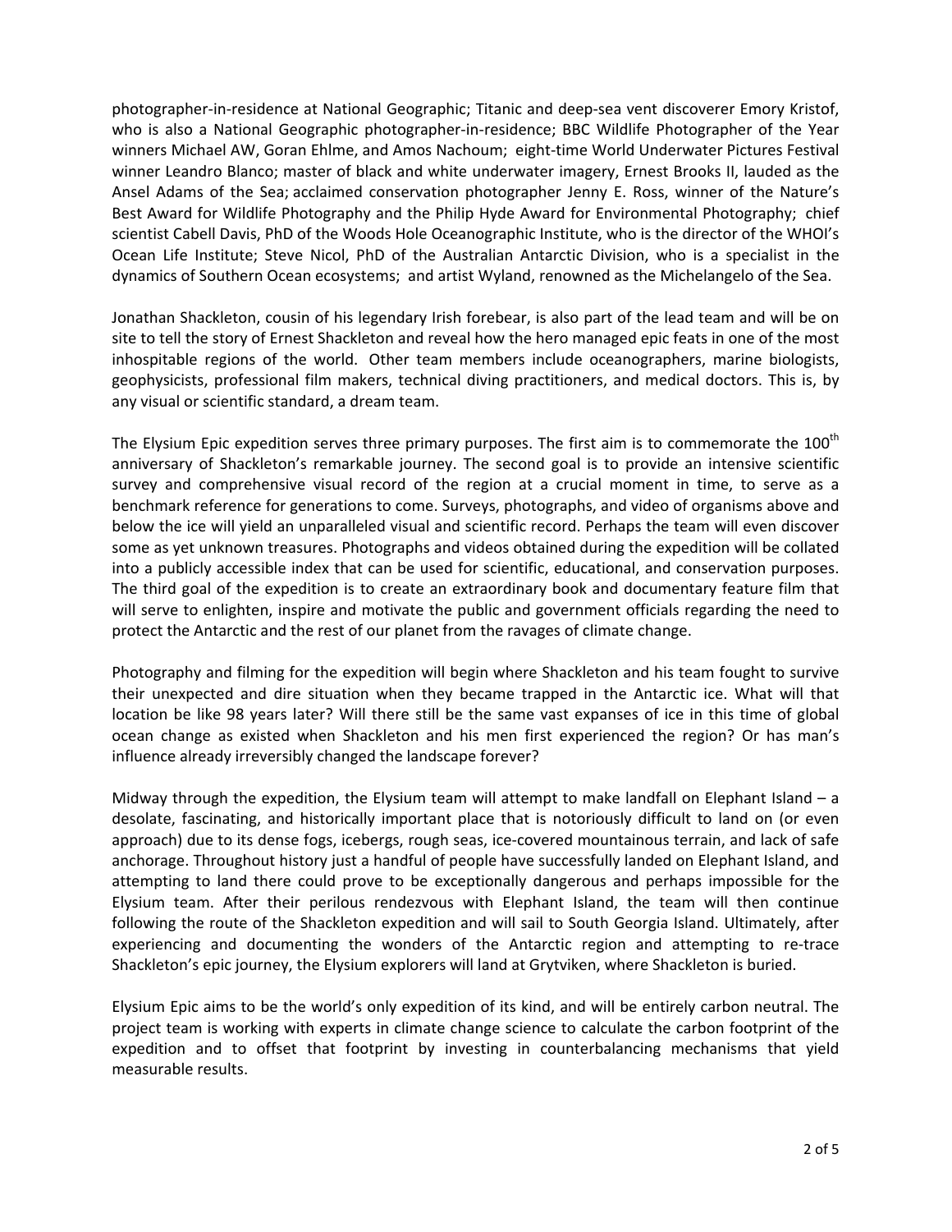photographer-in-residence at National Geographic; Titanic and deep-sea vent discoverer Emory Kristof, who is also a National Geographic photographer-in-residence; BBC Wildlife Photographer of the Year winners Michael AW, Goran Ehlme, and Amos Nachoum; eight-time World Underwater Pictures Festival winner Leandro Blanco; master of black and white underwater imagery, Ernest Brooks II, lauded as the Ansel Adams of the Sea; acclaimed conservation photographer Jenny E. Ross, winner of the Nature's Best Award for Wildlife Photography and the Philip Hyde Award for Environmental Photography; chief scientist Cabell Davis, PhD of the Woods Hole Oceanographic Institute, who is the director of the WHOI's Ocean Life Institute; Steve Nicol, PhD of the Australian Antarctic Division, who is a specialist in the dynamics of Southern Ocean ecosystems; and artist Wyland, renowned as the Michelangelo of the Sea.

Jonathan Shackleton, cousin of his legendary Irish forebear, is also part of the lead team and will be on site to tell the story of Ernest Shackleton and reveal how the hero managed epic feats in one of the most inhospitable regions of the world. Other team members include oceanographers, marine biologists, geophysicists, professional film makers, technical diving practitioners, and medical doctors. This is, by any visual or scientific standard, a dream team.

The Elysium Epic expedition serves three primary purposes. The first aim is to commemorate the 100th anniversary of Shackleton's remarkable journey. The second goal is to provide an intensive scientific survey and comprehensive visual record of the region at a crucial moment in time, to serve as a benchmark reference for generations to come. Surveys, photographs, and video of organisms above and below the ice will yield an unparalleled visual and scientific record. Perhaps the team will even discover some as yet unknown treasures. Photographs and videos obtained during the expedition will be collated into a publicly accessible index that can be used for scientific, educational, and conservation purposes. The third goal of the expedition is to create an extraordinary book and documentary feature film that will serve to enlighten, inspire and motivate the public and government officials regarding the need to protect the Antarctic and the rest of our planet from the ravages of climate change.

Photography and filming for the expedition will begin where Shackleton and his team fought to survive their unexpected and dire situation when they became trapped in the Antarctic ice. What will that location be like 98 years later? Will there still be the same vast expanses of ice in this time of global ocean change as existed when Shackleton and his men first experienced the region? Or has man's influence already irreversibly changed the landscape forever?

Midway through the expedition, the Elysium team will attempt to make landfall on Elephant Island – a desolate, fascinating, and historically important place that is notoriously difficult to land on (or even approach) due to its dense fogs, icebergs, rough seas, ice-covered mountainous terrain, and lack of safe anchorage. Throughout history just a handful of people have successfully landed on Elephant Island, and attempting to land there could prove to be exceptionally dangerous and perhaps impossible for the Elysium team. After their perilous rendezvous with Elephant Island, the team will then continue following the route of the Shackleton expedition and will sail to South Georgia Island. Ultimately, after experiencing and documenting the wonders of the Antarctic region and attempting to re-trace Shackleton's epic journey, the Elysium explorers will land at Grytviken, where Shackleton is buried.

Elysium Epic aims to be the world's only expedition of its kind, and will be entirely carbon neutral. The project team is working with experts in climate change science to calculate the carbon footprint of the expedition and to offset that footprint by investing in counterbalancing mechanisms that yield measurable results.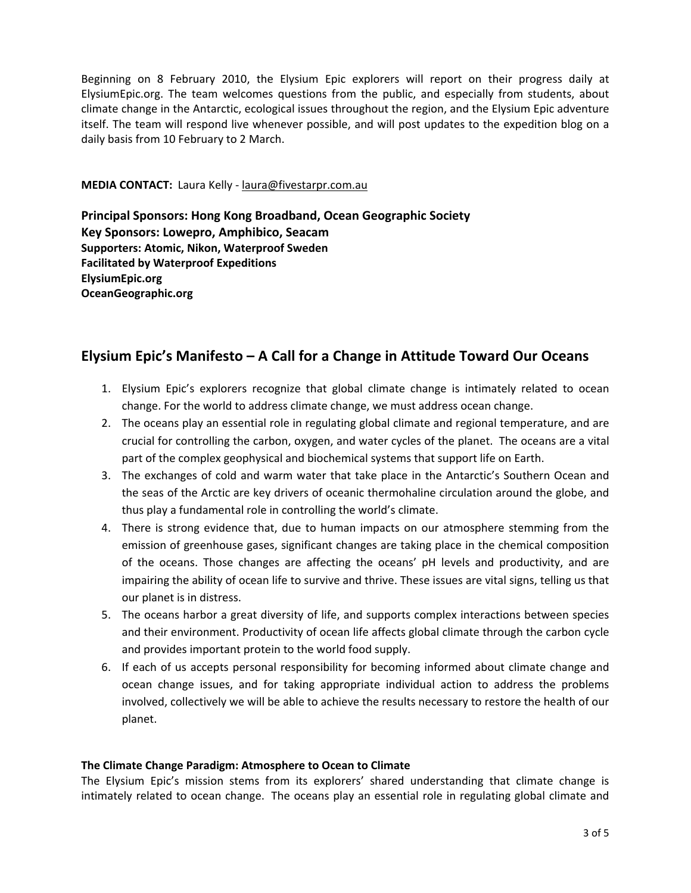Beginning on 8 February 2010, the Elysium Epic explorers will report on their progress daily at ElysiumEpic.org. The team welcomes questions from the public, and especially from students, about climate change in the Antarctic, ecological issues throughout the region, and the Elysium Epic adventure itself. The team will respond live whenever possible, and will post updates to the expedition blog on a daily basis from 10 February to 2 March.

**MEDIA CONTACT:** Laura Kelly - laura@fivestarpr.com.au

**Principal Sponsors: Hong Kong Broadband, Ocean Geographic Society**
**Key Sponsors: Lowepro, Amphibico, Seacam**
**Supporters: Atomic, Nikon, Waterproof Sweden**
**Facilitated by Waterproof Expeditions**
**ElysiumEpic.org**
**OceanGeographic.org**

## Elysium Epic's Manifesto – A Call for a Change in Attitude Toward Our Oceans

1. Elysium Epic's explorers recognize that global climate change is intimately related to ocean change. For the world to address climate change, we must address ocean change.
2. The oceans play an essential role in regulating global climate and regional temperature, and are crucial for controlling the carbon, oxygen, and water cycles of the planet. The oceans are a vital part of the complex geophysical and biochemical systems that support life on Earth.
3. The exchanges of cold and warm water that take place in the Antarctic's Southern Ocean and the seas of the Arctic are key drivers of oceanic thermohaline circulation around the globe, and thus play a fundamental role in controlling the world's climate.
4. There is strong evidence that, due to human impacts on our atmosphere stemming from the emission of greenhouse gases, significant changes are taking place in the chemical composition of the oceans. Those changes are affecting the oceans' pH levels and productivity, and are impairing the ability of ocean life to survive and thrive. These issues are vital signs, telling us that our planet is in distress.
5. The oceans harbor a great diversity of life, and supports complex interactions between species and their environment. Productivity of ocean life affects global climate through the carbon cycle and provides important protein to the world food supply.
6. If each of us accepts personal responsibility for becoming informed about climate change and ocean change issues, and for taking appropriate individual action to address the problems involved, collectively we will be able to achieve the results necessary to restore the health of our planet.

**The Climate Change Paradigm: Atmosphere to Ocean to Climate**

The Elysium Epic's mission stems from its explorers' shared understanding that climate change is intimately related to ocean change. The oceans play an essential role in regulating global climate and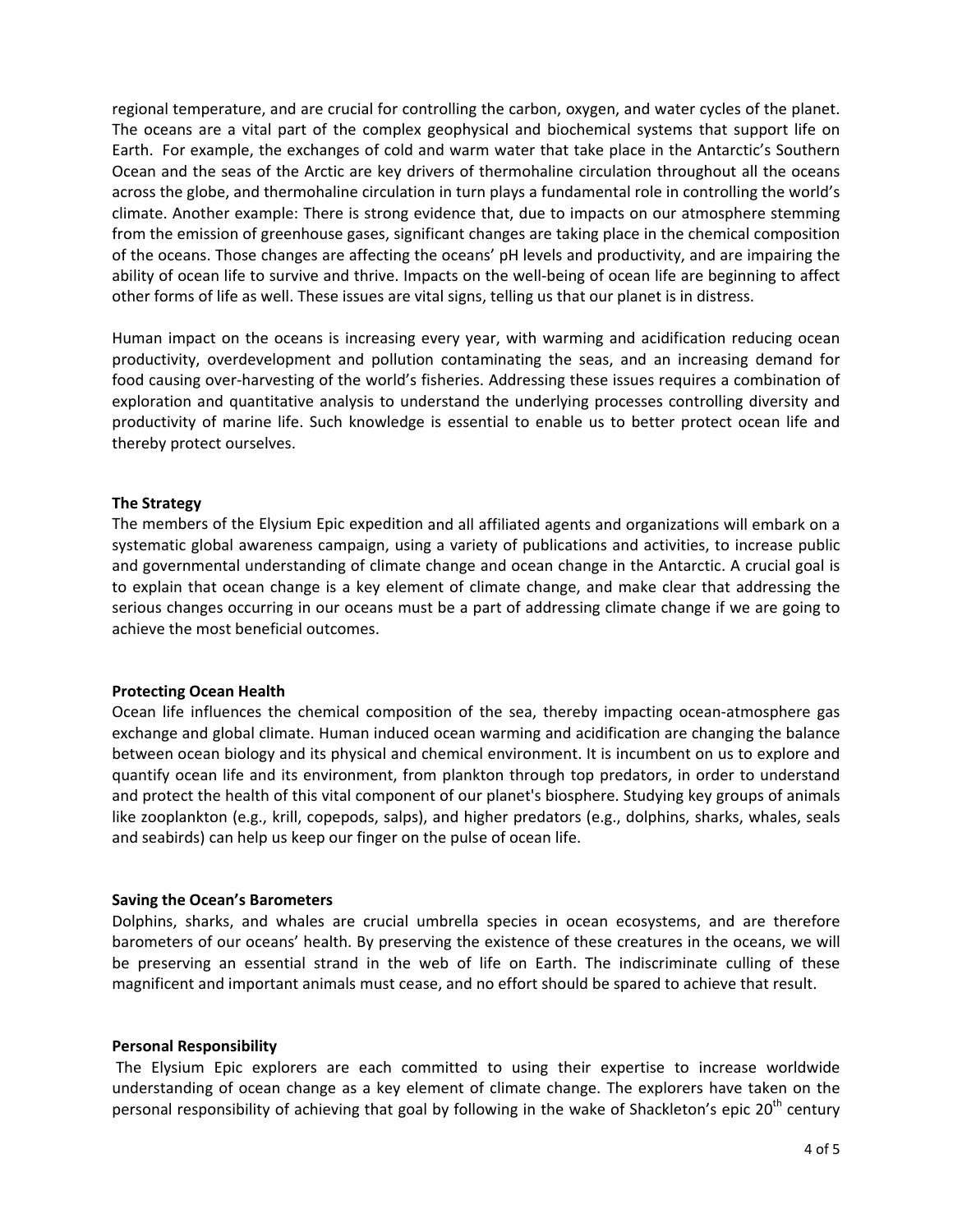regional temperature, and are crucial for controlling the carbon, oxygen, and water cycles of the planet. The oceans are a vital part of the complex geophysical and biochemical systems that support life on Earth. For example, the exchanges of cold and warm water that take place in the Antarctic's Southern Ocean and the seas of the Arctic are key drivers of thermohaline circulation throughout all the oceans across the globe, and thermohaline circulation in turn plays a fundamental role in controlling the world's climate. Another example: There is strong evidence that, due to impacts on our atmosphere stemming from the emission of greenhouse gases, significant changes are taking place in the chemical composition of the oceans. Those changes are affecting the oceans' pH levels and productivity, and are impairing the ability of ocean life to survive and thrive. Impacts on the well-being of ocean life are beginning to affect other forms of life as well. These issues are vital signs, telling us that our planet is in distress.

Human impact on the oceans is increasing every year, with warming and acidification reducing ocean productivity, overdevelopment and pollution contaminating the seas, and an increasing demand for food causing over-harvesting of the world's fisheries. Addressing these issues requires a combination of exploration and quantitative analysis to understand the underlying processes controlling diversity and productivity of marine life. Such knowledge is essential to enable us to better protect ocean life and thereby protect ourselves.

**The Strategy**

The members of the Elysium Epic expedition and all affiliated agents and organizations will embark on a systematic global awareness campaign, using a variety of publications and activities, to increase public and governmental understanding of climate change and ocean change in the Antarctic. A crucial goal is to explain that ocean change is a key element of climate change, and make clear that addressing the serious changes occurring in our oceans must be a part of addressing climate change if we are going to achieve the most beneficial outcomes.

**Protecting Ocean Health**

Ocean life influences the chemical composition of the sea, thereby impacting ocean-atmosphere gas exchange and global climate. Human induced ocean warming and acidification are changing the balance between ocean biology and its physical and chemical environment. It is incumbent on us to explore and quantify ocean life and its environment, from plankton through top predators, in order to understand and protect the health of this vital component of our planet's biosphere. Studying key groups of animals like zooplankton (e.g., krill, copepods, salps), and higher predators (e.g., dolphins, sharks, whales, seals and seabirds) can help us keep our finger on the pulse of ocean life.

**Saving the Ocean's Barometers**

Dolphins, sharks, and whales are crucial umbrella species in ocean ecosystems, and are therefore barometers of our oceans' health. By preserving the existence of these creatures in the oceans, we will be preserving an essential strand in the web of life on Earth. The indiscriminate culling of these magnificent and important animals must cease, and no effort should be spared to achieve that result.

**Personal Responsibility**

The Elysium Epic explorers are each committed to using their expertise to increase worldwide understanding of ocean change as a key element of climate change. The explorers have taken on the personal responsibility of achieving that goal by following in the wake of Shackleton's epic 20th century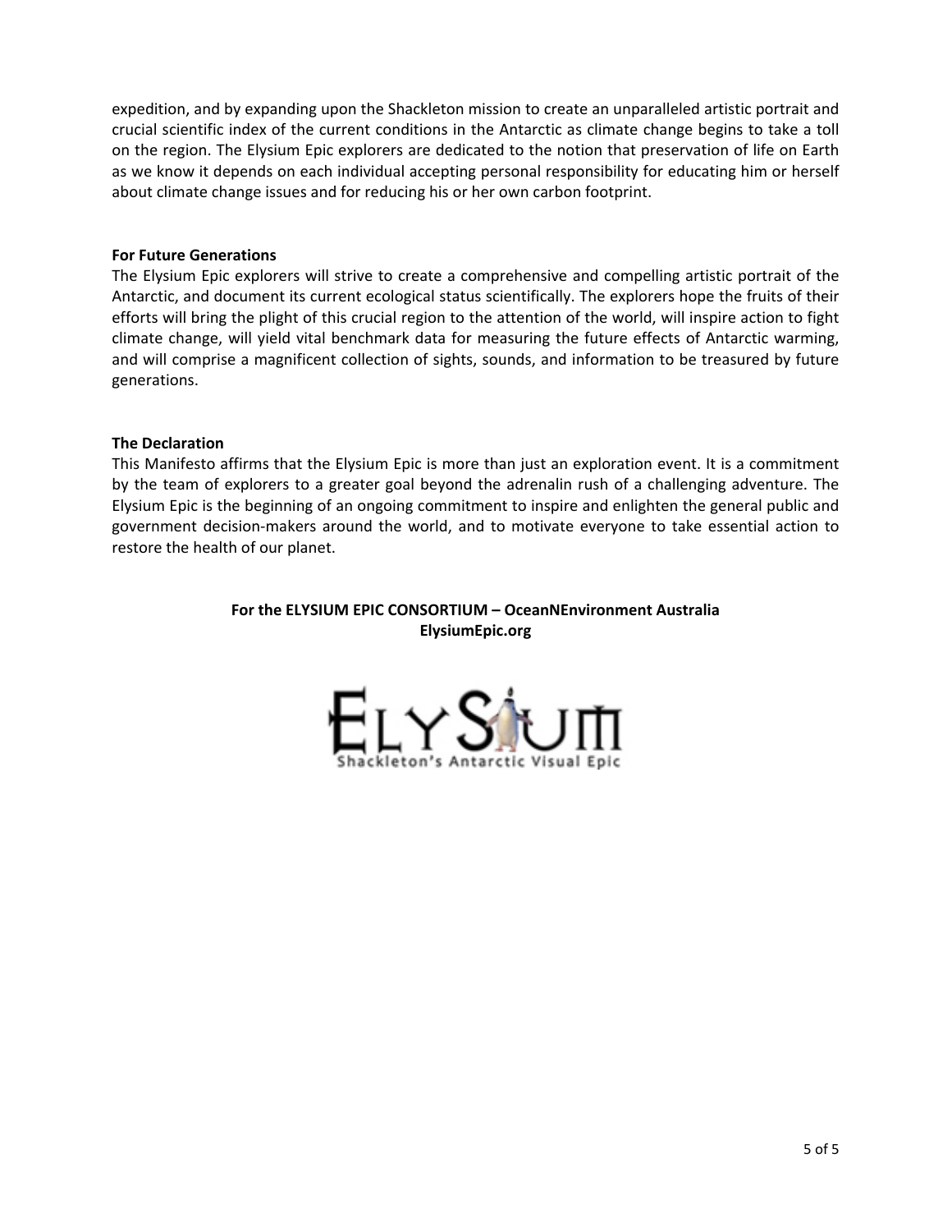expedition, and by expanding upon the Shackleton mission to create an unparalleled artistic portrait and crucial scientific index of the current conditions in the Antarctic as climate change begins to take a toll on the region. The Elysium Epic explorers are dedicated to the notion that preservation of life on Earth as we know it depends on each individual accepting personal responsibility for educating him or herself about climate change issues and for reducing his or her own carbon footprint.

**For Future Generations**

The Elysium Epic explorers will strive to create a comprehensive and compelling artistic portrait of the Antarctic, and document its current ecological status scientifically. The explorers hope the fruits of their efforts will bring the plight of this crucial region to the attention of the world, will inspire action to fight climate change, will yield vital benchmark data for measuring the future effects of Antarctic warming, and will comprise a magnificent collection of sights, sounds, and information to be treasured by future generations.

**The Declaration**

This Manifesto affirms that the Elysium Epic is more than just an exploration event. It is a commitment by the team of explorers to a greater goal beyond the adrenalin rush of a challenging adventure. The Elysium Epic is the beginning of an ongoing commitment to inspire and enlighten the general public and government decision-makers around the world, and to motivate everyone to take essential action to restore the health of our planet.

**For the ELYSIUM EPIC CONSORTIUM – OceanNEnvironment Australia**
**ElysiumEpic.org**

ELYSIUM
Shackleton's Antarctic Visual Epic